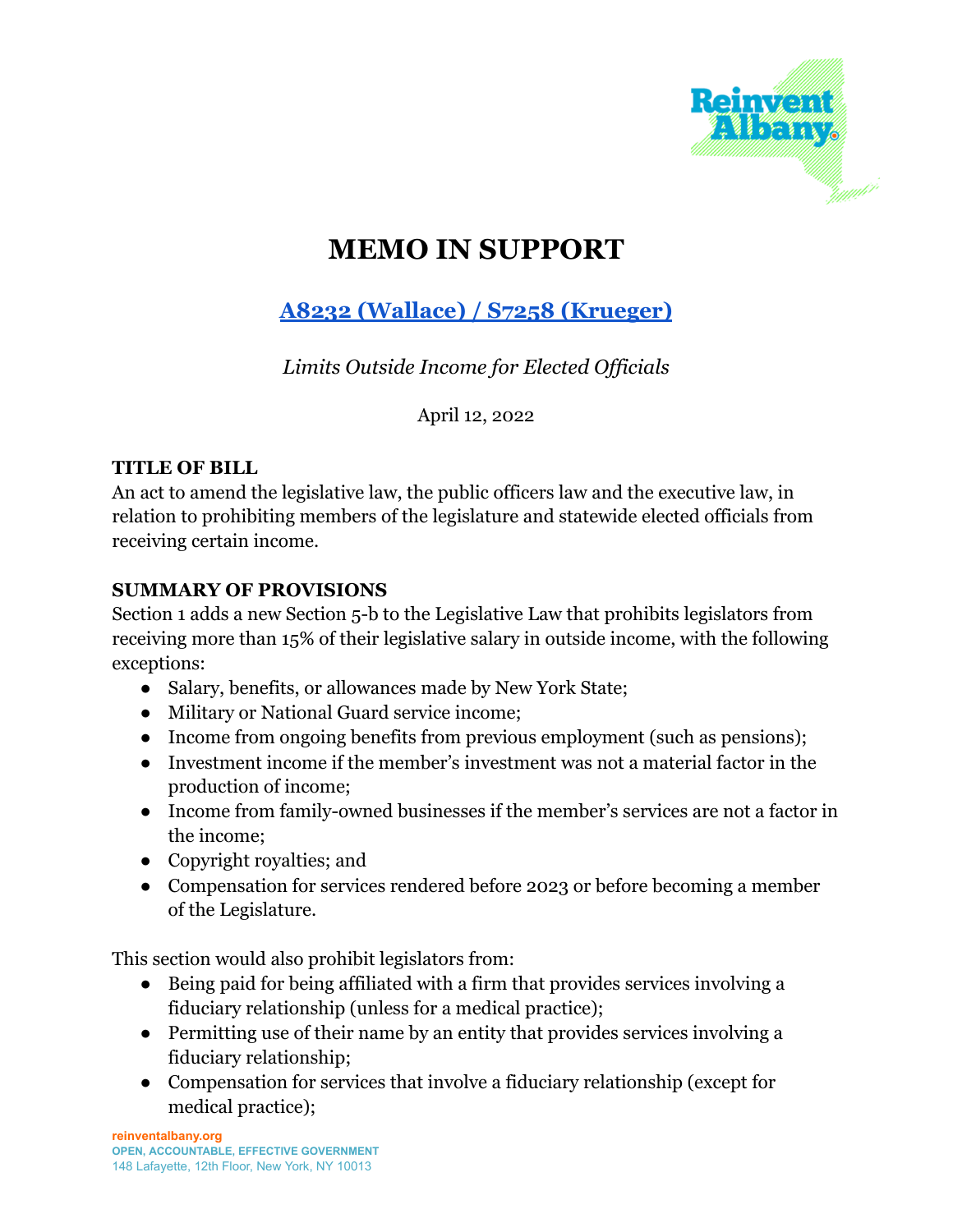# MEMO IN SUPPORT

## A8232 (Wallace) / S7258 (Krueger)

*Limits Outside Income for Elected Officials*

April 12, 2022

**TITLE OF BILL**

An act to amend the legislative law, the public officers law and the executive law, in relation to prohibiting members of the legislature and statewide elected officials from receiving certain income.

**SUMMARY OF PROVISIONS**

Section 1 adds a new Section 5-b to the Legislative Law that prohibits legislators from receiving more than 15% of their legislative salary in outside income, with the following exceptions:

- Salary, benefits, or allowances made by New York State;
- Military or National Guard service income;
- Income from ongoing benefits from previous employment (such as pensions);
- Investment income if the member's investment was not a material factor in the production of income;
- Income from family-owned businesses if the member's services are not a factor in the income;
- Copyright royalties; and
- Compensation for services rendered before 2023 or before becoming a member of the Legislature.

This section would also prohibit legislators from:

- Being paid for being affiliated with a firm that provides services involving a fiduciary relationship (unless for a medical practice);
- Permitting use of their name by an entity that provides services involving a fiduciary relationship;
- Compensation for services that involve a fiduciary relationship (except for medical practice);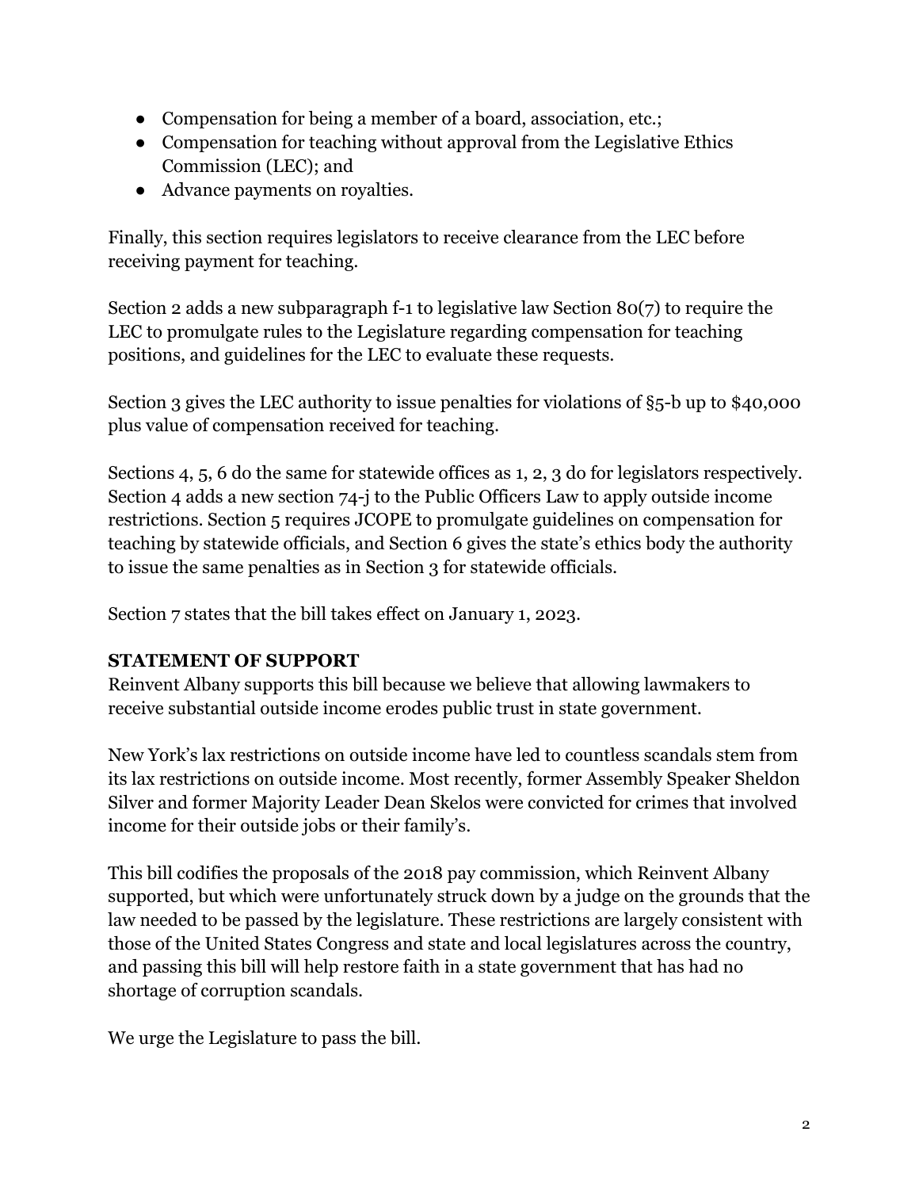- Compensation for being a member of a board, association, etc.;
- Compensation for teaching without approval from the Legislative Ethics Commission (LEC); and
- Advance payments on royalties.

Finally, this section requires legislators to receive clearance from the LEC before receiving payment for teaching.

Section 2 adds a new subparagraph f-1 to legislative law Section 80(7) to require the LEC to promulgate rules to the Legislature regarding compensation for teaching positions, and guidelines for the LEC to evaluate these requests.

Section 3 gives the LEC authority to issue penalties for violations of §5-b up to $40,000 plus value of compensation received for teaching.

Sections 4, 5, 6 do the same for statewide offices as 1, 2, 3 do for legislators respectively. Section 4 adds a new section 74-j to the Public Officers Law to apply outside income restrictions. Section 5 requires JCOPE to promulgate guidelines on compensation for teaching by statewide officials, and Section 6 gives the state's ethics body the authority to issue the same penalties as in Section 3 for statewide officials.

Section 7 states that the bill takes effect on January 1, 2023.

**STATEMENT OF SUPPORT**

Reinvent Albany supports this bill because we believe that allowing lawmakers to receive substantial outside income erodes public trust in state government.

New York's lax restrictions on outside income have led to countless scandals stem from its lax restrictions on outside income. Most recently, former Assembly Speaker Sheldon Silver and former Majority Leader Dean Skelos were convicted for crimes that involved income for their outside jobs or their family's.

This bill codifies the proposals of the 2018 pay commission, which Reinvent Albany supported, but which were unfortunately struck down by a judge on the grounds that the law needed to be passed by the legislature. These restrictions are largely consistent with those of the United States Congress and state and local legislatures across the country, and passing this bill will help restore faith in a state government that has had no shortage of corruption scandals.

We urge the Legislature to pass the bill.